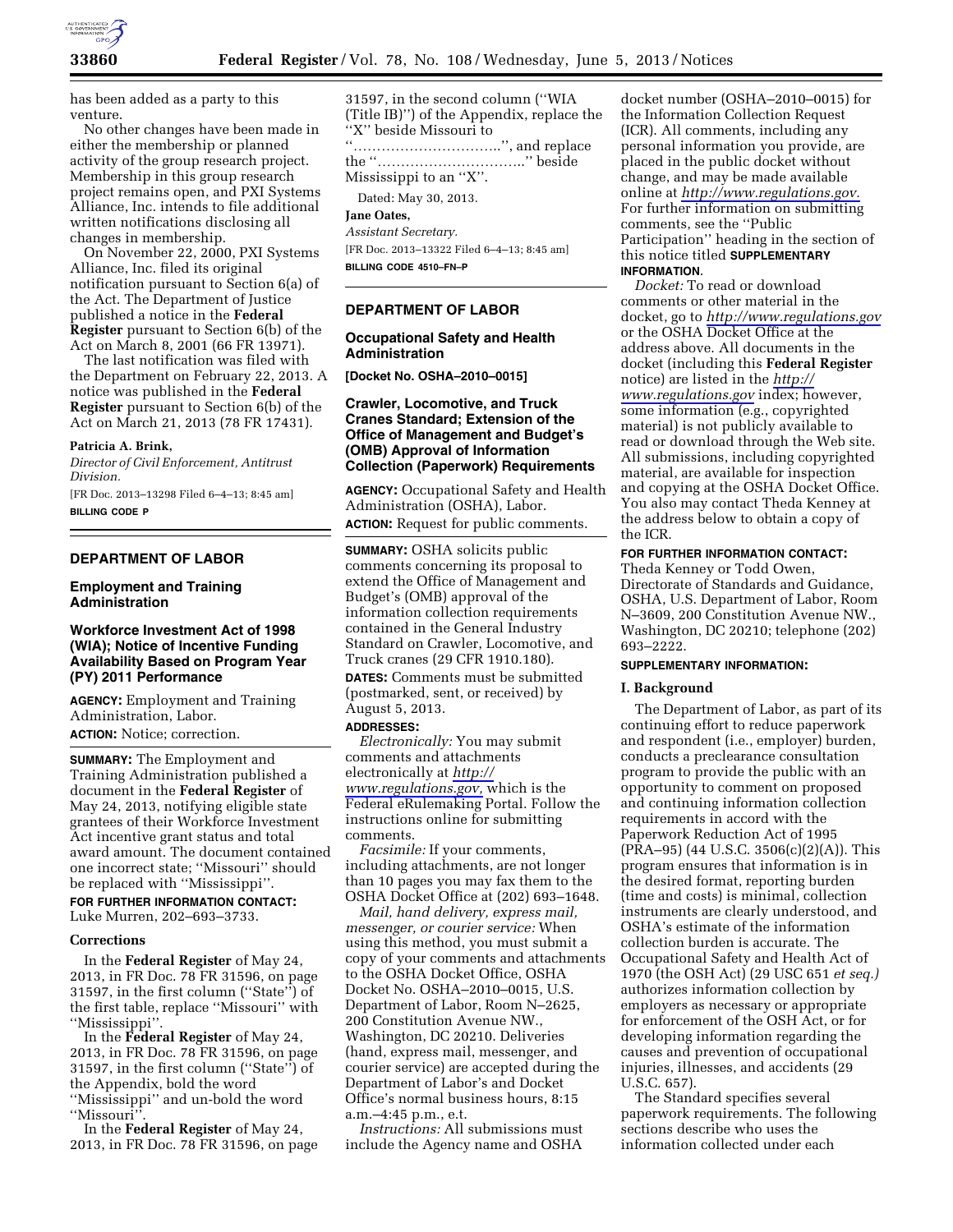has been added as a party to this venture.

No other changes have been made in either the membership or planned activity of the group research project. Membership in this group research project remains open, and PXI Systems Alliance, Inc. intends to file additional written notifications disclosing all changes in membership.

On November 22, 2000, PXI Systems Alliance, Inc. filed its original notification pursuant to Section 6(a) of the Act. The Department of Justice published a notice in the **Federal Register** pursuant to Section 6(b) of the Act on March 8, 2001 (66 FR 13971).

The last notification was filed with the Department on February 22, 2013. A notice was published in the **Federal Register** pursuant to Section 6(b) of the Act on March 21, 2013 (78 FR 17431).

**Patricia A. Brink,**

*Director of Civil Enforcement, Antitrust Division.*

[FR Doc. 2013–13298 Filed 6–4–13; 8:45 am]

**BILLING CODE P**

## DEPARTMENT OF LABOR

### Employment and Training Administration

### Workforce Investment Act of 1998 (WIA); Notice of Incentive Funding Availability Based on Program Year (PY) 2011 Performance

**AGENCY:** Employment and Training Administration, Labor.

**ACTION:** Notice; correction.

**SUMMARY:** The Employment and Training Administration published a document in the **Federal Register** of May 24, 2013, notifying eligible state grantees of their Workforce Investment Act incentive grant status and total award amount. The document contained one incorrect state; ''Missouri'' should be replaced with ''Mississippi''.

**FOR FURTHER INFORMATION CONTACT:** Luke Murren, 202–693–3733.

**Corrections**

In the **Federal Register** of May 24, 2013, in FR Doc. 78 FR 31596, on page 31597, in the first column (''State'') of the first table, replace ''Missouri'' with ''Mississippi''.

In the **Federal Register** of May 24, 2013, in FR Doc. 78 FR 31596, on page 31597, in the first column (''State'') of the Appendix, bold the word ''Mississippi'' and un-bold the word ''Missouri''.

In the **Federal Register** of May 24, 2013, in FR Doc. 78 FR 31596, on page 31597, in the second column (''WIA (Title IB)'') of the Appendix, replace the ''X'' beside Missouri to ''..............................'', and replace the ''..............................'' beside Mississippi to an ''X''.

Dated: May 30, 2013.

**Jane Oates,**

*Assistant Secretary.*

[FR Doc. 2013–13322 Filed 6–4–13; 8:45 am]

**BILLING CODE 4510–FN–P**

## DEPARTMENT OF LABOR

### Occupational Safety and Health Administration

**[Docket No. OSHA–2010–0015]**

### Crawler, Locomotive, and Truck Cranes Standard; Extension of the Office of Management and Budget's (OMB) Approval of Information Collection (Paperwork) Requirements

**AGENCY:** Occupational Safety and Health Administration (OSHA), Labor.

**ACTION:** Request for public comments.

**SUMMARY:** OSHA solicits public comments concerning its proposal to extend the Office of Management and Budget's (OMB) approval of the information collection requirements contained in the General Industry Standard on Crawler, Locomotive, and Truck cranes (29 CFR 1910.180).

**DATES:** Comments must be submitted (postmarked, sent, or received) by August 5, 2013.

**ADDRESSES:**

*Electronically:* You may submit comments and attachments electronically at *http://www.regulations.gov,* which is the Federal eRulemaking Portal. Follow the instructions online for submitting comments.

*Facsimile:* If your comments, including attachments, are not longer than 10 pages you may fax them to the OSHA Docket Office at (202) 693–1648.

*Mail, hand delivery, express mail, messenger, or courier service:* When using this method, you must submit a copy of your comments and attachments to the OSHA Docket Office, OSHA Docket No. OSHA–2010–0015, U.S. Department of Labor, Room N–2625, 200 Constitution Avenue NW., Washington, DC 20210. Deliveries (hand, express mail, messenger, and courier service) are accepted during the Department of Labor's and Docket Office's normal business hours, 8:15 a.m.–4:45 p.m., e.t.

*Instructions:* All submissions must include the Agency name and OSHA docket number (OSHA–2010–0015) for the Information Collection Request (ICR). All comments, including any personal information you provide, are placed in the public docket without change, and may be made available online at *http://www.regulations.gov.* For further information on submitting comments, see the ''Public Participation'' heading in the section of this notice titled **SUPPLEMENTARY INFORMATION.**

*Docket:* To read or download comments or other material in the docket, go to *http://www.regulations.gov* or the OSHA Docket Office at the address above. All documents in the docket (including this **Federal Register** notice) are listed in the *http://www.regulations.gov* index; however, some information (e.g., copyrighted material) is not publicly available to read or download through the Web site. All submissions, including copyrighted material, are available for inspection and copying at the OSHA Docket Office. You also may contact Theda Kenney at the address below to obtain a copy of the ICR.

**FOR FURTHER INFORMATION CONTACT:** Theda Kenney or Todd Owen, Directorate of Standards and Guidance, OSHA, U.S. Department of Labor, Room N–3609, 200 Constitution Avenue NW., Washington, DC 20210; telephone (202) 693–2222.

**SUPPLEMENTARY INFORMATION:**

**I. Background**

The Department of Labor, as part of its continuing effort to reduce paperwork and respondent (i.e., employer) burden, conducts a preclearance consultation program to provide the public with an opportunity to comment on proposed and continuing information collection requirements in accord with the Paperwork Reduction Act of 1995 (PRA–95) (44 U.S.C. 3506(c)(2)(A)). This program ensures that information is in the desired format, reporting burden (time and costs) is minimal, collection instruments are clearly understood, and OSHA's estimate of the information collection burden is accurate. The Occupational Safety and Health Act of 1970 (the OSH Act) (29 USC 651 *et seq.)* authorizes information collection by employers as necessary or appropriate for enforcement of the OSH Act, or for developing information regarding the causes and prevention of occupational injuries, illnesses, and accidents (29 U.S.C. 657).

The Standard specifies several paperwork requirements. The following sections describe who uses the information collected under each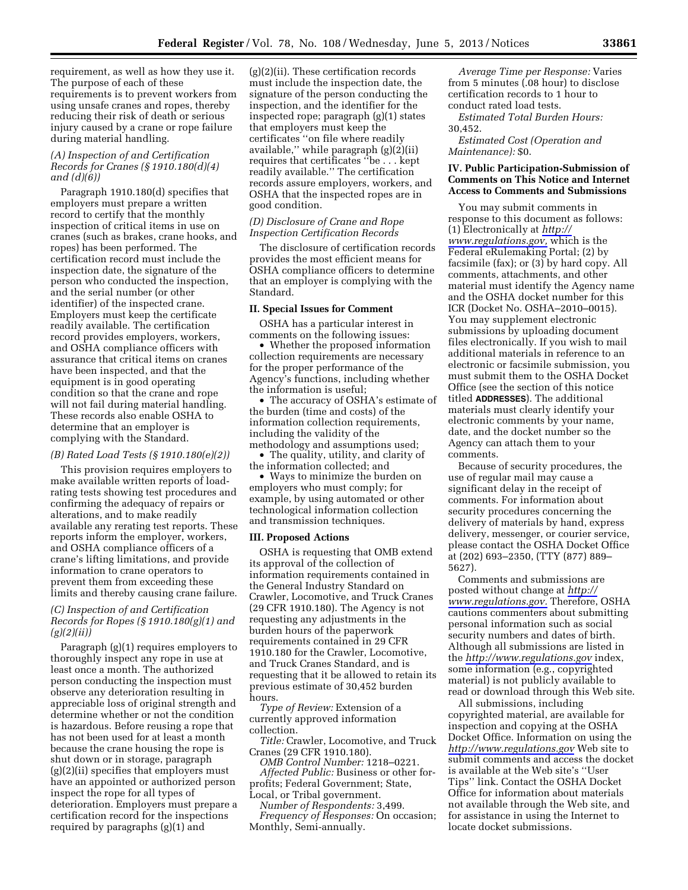requirement, as well as how they use it. The purpose of each of these requirements is to prevent workers from using unsafe cranes and ropes, thereby reducing their risk of death or serious injury caused by a crane or rope failure during material handling.

*(A) Inspection of and Certification Records for Cranes (§ 1910.180(d)(4) and (d)(6))*

Paragraph 1910.180(d) specifies that employers must prepare a written record to certify that the monthly inspection of critical items in use on cranes (such as brakes, crane hooks, and ropes) has been performed. The certification record must include the inspection date, the signature of the person who conducted the inspection, and the serial number (or other identifier) of the inspected crane. Employers must keep the certificate readily available. The certification record provides employers, workers, and OSHA compliance officers with assurance that critical items on cranes have been inspected, and that the equipment is in good operating condition so that the crane and rope will not fail during material handling. These records also enable OSHA to determine that an employer is complying with the Standard.

*(B) Rated Load Tests (§ 1910.180(e)(2))*

This provision requires employers to make available written reports of load-rating tests showing test procedures and confirming the adequacy of repairs or alterations, and to make readily available any rerating test reports. These reports inform the employer, workers, and OSHA compliance officers of a crane's lifting limitations, and provide information to crane operators to prevent them from exceeding these limits and thereby causing crane failure.

*(C) Inspection of and Certification Records for Ropes (§ 1910.180(g)(1) and (g)(2)(ii))*

Paragraph (g)(1) requires employers to thoroughly inspect any rope in use at least once a month. The authorized person conducting the inspection must observe any deterioration resulting in appreciable loss of original strength and determine whether or not the condition is hazardous. Before reusing a rope that has not been used for at least a month because the crane housing the rope is shut down or in storage, paragraph (g)(2)(ii) specifies that employers must have an appointed or authorized person inspect the rope for all types of deterioration. Employers must prepare a certification record for the inspections required by paragraphs (g)(1) and (g)(2)(ii). These certification records must include the inspection date, the signature of the person conducting the inspection, and the identifier for the inspected rope; paragraph (g)(1) states that employers must keep the certificates "on file where readily available," while paragraph (g)(2)(ii) requires that certificates "be . . . kept readily available." The certification records assure employers, workers, and OSHA that the inspected ropes are in good condition.

*(D) Disclosure of Crane and Rope Inspection Certification Records*

The disclosure of certification records provides the most efficient means for OSHA compliance officers to determine that an employer is complying with the Standard.

## II. Special Issues for Comment

OSHA has a particular interest in comments on the following issues:

- Whether the proposed information collection requirements are necessary for the proper performance of the Agency's functions, including whether the information is useful;
- The accuracy of OSHA's estimate of the burden (time and costs) of the information collection requirements, including the validity of the methodology and assumptions used;
- The quality, utility, and clarity of the information collected; and
- Ways to minimize the burden on employers who must comply; for example, by using automated or other technological information collection and transmission techniques.

## III. Proposed Actions

OSHA is requesting that OMB extend its approval of the collection of information requirements contained in the General Industry Standard on Crawler, Locomotive, and Truck Cranes (29 CFR 1910.180). The Agency is not requesting any adjustments in the burden hours of the paperwork requirements contained in 29 CFR 1910.180 for the Crawler, Locomotive, and Truck Cranes Standard, and is requesting that it be allowed to retain its previous estimate of 30,452 burden hours.

*Type of Review:* Extension of a currently approved information collection.

*Title:* Crawler, Locomotive, and Truck Cranes (29 CFR 1910.180).

*OMB Control Number:* 1218–0221.

*Affected Public:* Business or other for-profits; Federal Government; State, Local, or Tribal government.

*Number of Respondents:* 3,499.

*Frequency of Responses:* On occasion; Monthly, Semi-annually.

*Average Time per Response:* Varies from 5 minutes (.08 hour) to disclose certification records to 1 hour to conduct rated load tests.

*Estimated Total Burden Hours:* 30,452.

*Estimated Cost (Operation and Maintenance):* $0.

## IV. Public Participation-Submission of Comments on This Notice and Internet Access to Comments and Submissions

You may submit comments in response to this document as follows: (1) Electronically at *http://www.regulations.gov,* which is the Federal eRulemaking Portal; (2) by facsimile (fax); or (3) by hard copy. All comments, attachments, and other material must identify the Agency name and the OSHA docket number for this ICR (Docket No. OSHA–2010–0015). You may supplement electronic submissions by uploading document files electronically. If you wish to mail additional materials in reference to an electronic or facsimile submission, you must submit them to the OSHA Docket Office (see the section of this notice titled **ADDRESSES**). The additional materials must clearly identify your electronic comments by your name, date, and the docket number so the Agency can attach them to your comments.

Because of security procedures, the use of regular mail may cause a significant delay in the receipt of comments. For information about security procedures concerning the delivery of materials by hand, express delivery, messenger, or courier service, please contact the OSHA Docket Office at (202) 693–2350, (TTY (877) 889–5627).

Comments and submissions are posted without change at *http://www.regulations.gov.* Therefore, OSHA cautions commenters about submitting personal information such as social security numbers and dates of birth. Although all submissions are listed in the *http://www.regulations.gov* index, some information (e.g., copyrighted material) is not publicly available to read or download through this Web site.

All submissions, including copyrighted material, are available for inspection and copying at the OSHA Docket Office. Information on using the *http://www.regulations.gov* Web site to submit comments and access the docket is available at the Web site's "User Tips" link. Contact the OSHA Docket Office for information about materials not available through the Web site, and for assistance in using the Internet to locate docket submissions.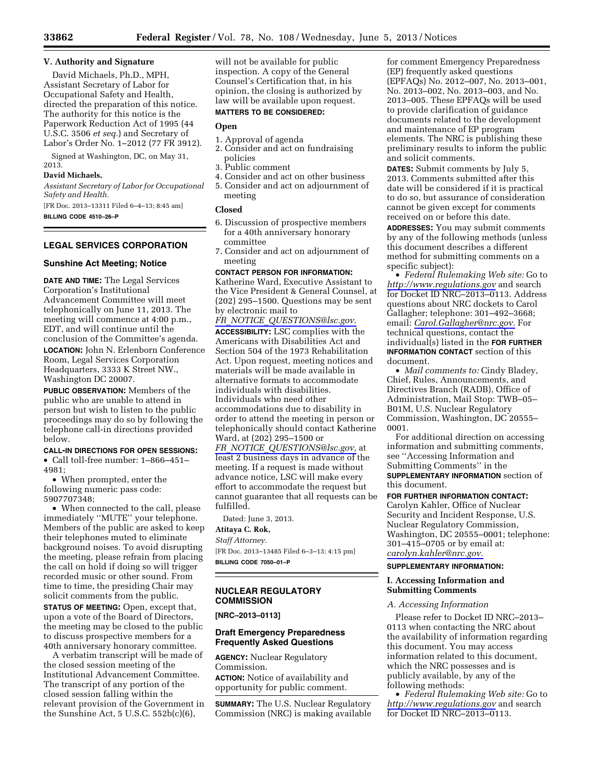## V. Authority and Signature

David Michaels, Ph.D., MPH, Assistant Secretary of Labor for Occupational Safety and Health, directed the preparation of this notice. The authority for this notice is the Paperwork Reduction Act of 1995 (44 U.S.C. 3506 *et seq.*) and Secretary of Labor's Order No. 1–2012 (77 FR 3912).

Signed at Washington, DC, on May 31, 2013.

**David Michaels,**

*Assistant Secretary of Labor for Occupational Safety and Health.*

[FR Doc. 2013–13311 Filed 6–4–13; 8:45 am]

**BILLING CODE 4510–26–P**

---

# LEGAL SERVICES CORPORATION

## Sunshine Act Meeting; Notice

**DATE AND TIME:** The Legal Services Corporation's Institutional Advancement Committee will meet telephonically on June 11, 2013. The meeting will commence at 4:00 p.m., EDT, and will continue until the conclusion of the Committee's agenda.

**LOCATION:** John N. Erlenborn Conference Room, Legal Services Corporation Headquarters, 3333 K Street NW., Washington DC 20007.

**PUBLIC OBSERVATION:** Members of the public who are unable to attend in person but wish to listen to the public proceedings may do so by following the telephone call-in directions provided below.

**CALL-IN DIRECTIONS FOR OPEN SESSIONS:**

- Call toll-free number: 1–866–451–4981;
- When prompted, enter the following numeric pass code: 5907707348;
- When connected to the call, please immediately ''MUTE'' your telephone. Members of the public are asked to keep their telephones muted to eliminate background noises. To avoid disrupting the meeting, please refrain from placing the call on hold if doing so will trigger recorded music or other sound. From time to time, the presiding Chair may solicit comments from the public.

**STATUS OF MEETING:** Open, except that, upon a vote of the Board of Directors, the meeting may be closed to the public to discuss prospective members for a 40th anniversary honorary committee.

A verbatim transcript will be made of the closed session meeting of the Institutional Advancement Committee. The transcript of any portion of the closed session falling within the relevant provision of the Government in the Sunshine Act, 5 U.S.C. 552b(c)(6), will not be available for public inspection. A copy of the General Counsel's Certification that, in his opinion, the closing is authorized by law will be available upon request.

**MATTERS TO BE CONSIDERED:**

### Open

1. Approval of agenda
2. Consider and act on fundraising policies
3. Public comment
4. Consider and act on other business
5. Consider and act on adjournment of meeting

### Closed

6. Discussion of prospective members for a 40th anniversary honorary committee
7. Consider and act on adjournment of meeting

**CONTACT PERSON FOR INFORMATION:** Katherine Ward, Executive Assistant to the Vice President & General Counsel, at (202) 295–1500. Questions may be sent by electronic mail to *FR_NOTICE_QUESTIONS@lsc.gov*.

**ACCESSIBILITY:** LSC complies with the Americans with Disabilities Act and Section 504 of the 1973 Rehabilitation Act. Upon request, meeting notices and materials will be made available in alternative formats to accommodate individuals with disabilities. Individuals who need other accommodations due to disability in order to attend the meeting in person or telephonically should contact Katherine Ward, at (202) 295–1500 or *FR_NOTICE_QUESTIONS@lsc.gov,* at least 2 business days in advance of the meeting. If a request is made without advance notice, LSC will make every effort to accommodate the request but cannot guarantee that all requests can be fulfilled.

Dated: June 3, 2013.

**Atitaya C. Rok,**

*Staff Attorney.*

[FR Doc. 2013–13485 Filed 6–3–13; 4:15 pm]

**BILLING CODE 7050–01–P**

---

# NUCLEAR REGULATORY COMMISSION

**[NRC–2013–0113]**

## Draft Emergency Preparedness Frequently Asked Questions

**AGENCY:** Nuclear Regulatory Commission.

**ACTION:** Notice of availability and opportunity for public comment.

**SUMMARY:** The U.S. Nuclear Regulatory Commission (NRC) is making available for comment Emergency Preparedness (EP) frequently asked questions (EPFAQs) No. 2012–007, No. 2013–001, No. 2013–002, No. 2013–003, and No. 2013–005. These EPFAQs will be used to provide clarification of guidance documents related to the development and maintenance of EP program elements. The NRC is publishing these preliminary results to inform the public and solicit comments.

**DATES:** Submit comments by July 5, 2013. Comments submitted after this date will be considered if it is practical to do so, but assurance of consideration cannot be given except for comments received on or before this date.

**ADDRESSES:** You may submit comments by any of the following methods (unless this document describes a different method for submitting comments on a specific subject):

- *Federal Rulemaking Web site:* Go to *http://www.regulations.gov* and search for Docket ID NRC–2013–0113. Address questions about NRC dockets to Carol Gallagher; telephone: 301–492–3668; email: *Carol.Gallagher@nrc.gov.* For technical questions, contact the individual(s) listed in the **FOR FURTHER INFORMATION CONTACT** section of this document.
- *Mail comments to:* Cindy Bladey, Chief, Rules, Announcements, and Directives Branch (RADB), Office of Administration, Mail Stop: TWB–05–B01M, U.S. Nuclear Regulatory Commission, Washington, DC 20555–0001.

For additional direction on accessing information and submitting comments, see ''Accessing Information and Submitting Comments'' in the **SUPPLEMENTARY INFORMATION** section of this document.

**FOR FURTHER INFORMATION CONTACT:** Carolyn Kahler, Office of Nuclear Security and Incident Response, U.S. Nuclear Regulatory Commission, Washington, DC 20555–0001; telephone: 301–415–0705 or by email at: *carolyn.kahler@nrc.gov.*

**SUPPLEMENTARY INFORMATION:**

## I. Accessing Information and Submitting Comments

### *A. Accessing Information*

Please refer to Docket ID NRC–2013–0113 when contacting the NRC about the availability of information regarding this document. You may access information related to this document, which the NRC possesses and is publicly available, by any of the following methods:

- *Federal Rulemaking Web site:* Go to *http://www.regulations.gov* and search for Docket ID NRC–2013–0113.